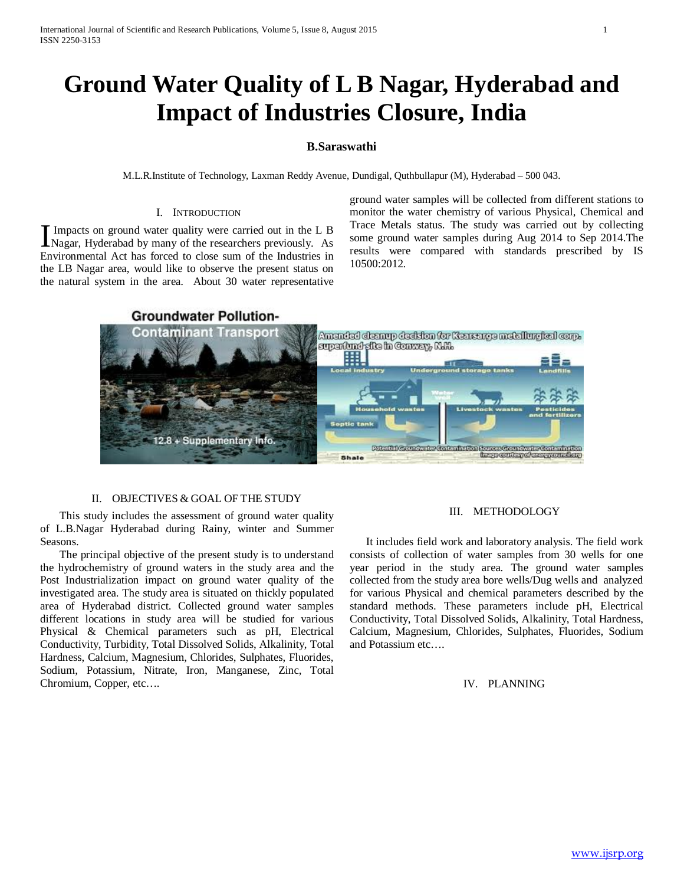# Ground Water Quality of L B Nagar, Hyderabad and Impact of Industries Closure, India

**B.Saraswathi**

M.L.R.Institute of Technology, Laxman Reddy Avenue, Dundigal, Quthbullapur (M), Hyderabad – 500 043.

## I. Introduction

Impacts on ground water quality were carried out in the L B Nagar, Hyderabad by many of the researchers previously. As Environmental Act has forced to close sum of the Industries in the LB Nagar area, would like to observe the present status on the natural system in the area. About 30 water representative ground water samples will be collected from different stations to monitor the water chemistry of various Physical, Chemical and Trace Metals status. The study was carried out by collecting some ground water samples during Aug 2014 to Sep 2014.The results were compared with standards prescribed by IS 10500:2012.

## II. Objectives & Goal of the Study

This study includes the assessment of ground water quality of L.B.Nagar Hyderabad during Rainy, winter and Summer Seasons.

The principal objective of the present study is to understand the hydrochemistry of ground waters in the study area and the Post Industrialization impact on ground water quality of the investigated area. The study area is situated on thickly populated area of Hyderabad district. Collected ground water samples different locations in study area will be studied for various Physical & Chemical parameters such as pH, Electrical Conductivity, Turbidity, Total Dissolved Solids, Alkalinity, Total Hardness, Calcium, Magnesium, Chlorides, Sulphates, Fluorides, Sodium, Potassium, Nitrate, Iron, Manganese, Zinc, Total Chromium, Copper, etc….

## III. Methodology

It includes field work and laboratory analysis. The field work consists of collection of water samples from 30 wells for one year period in the study area. The ground water samples collected from the study area bore wells/Dug wells and analyzed for various Physical and chemical parameters described by the standard methods. These parameters include pH, Electrical Conductivity, Total Dissolved Solids, Alkalinity, Total Hardness, Calcium, Magnesium, Chlorides, Sulphates, Fluorides, Sodium and Potassium etc….

## IV. Planning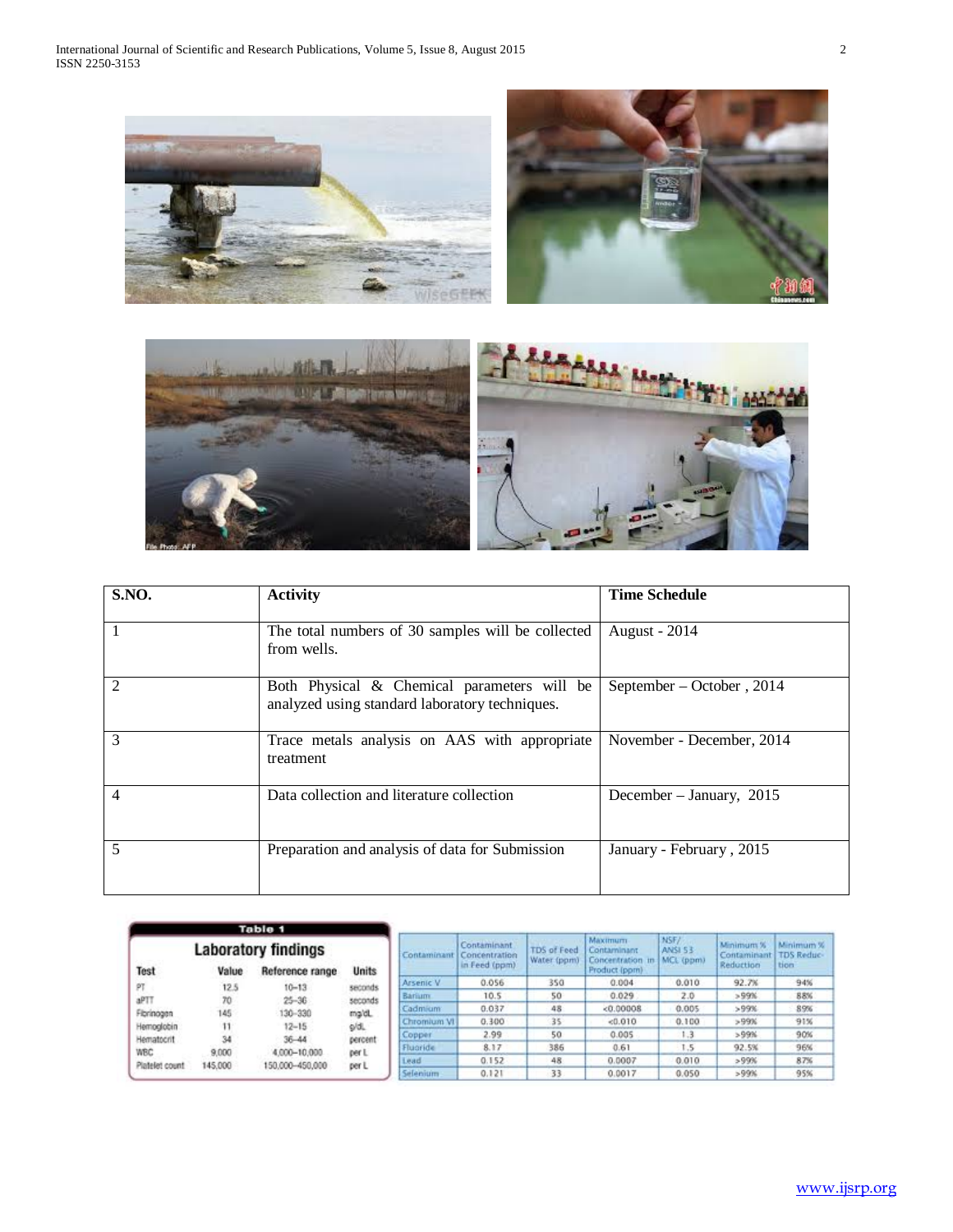| S.NO. | Activity | Time Schedule |
|---|---|---|
| 1 | The total numbers of 30 samples will be collected from wells. | August - 2014 |
| 2 | Both Physical & Chemical parameters will be analyzed using standard laboratory techniques. | September – October , 2014 |
| 3 | Trace metals analysis on AAS with appropriate treatment | November - December, 2014 |
| 4 | Data collection and literature collection | December – January, 2015 |
| 5 | Preparation and analysis of data for Submission | January - February , 2015 |

**Table 1**

**Laboratory findings**

| Test | Value | Reference range | Units |
|---|---|---|---|
| PT | 12.5 | 10–13 | seconds |
| aPTT | 70 | 25–36 | seconds |
| Fibrinogen | 145 | 130–330 | mg/dL |
| Hemoglobin | 11 | 12–15 | g/dL |
| Hematocrit | 34 | 36–44 | percent |
| WBC | 9,000 | 4,000–10,000 | per L |
| Platelet count | 145,000 | 150,000–450,000 | per L |

| Contaminant | Contaminant Concentration in Feed (ppm) | TDS of Feed Water (ppm) | Maximum Contaminant Concentration in Product (ppm) | NSF/ ANSI 53 MCL (ppm) | Minimum % Contaminant Reduction | Minimum % TDS Reduction |
|---|---|---|---|---|---|---|
| Arsenic V | 0.056 | 350 | 0.004 | 0.010 | 92.7% | 94% |
| Barium | 10.5 | 50 | 0.029 | 2.0 | >99% | 88% |
| Cadmium | 0.037 | 48 | <0.00008 | 0.005 | >99% | 89% |
| Chromium VI | 0.300 | 35 | <0.010 | 0.100 | >99% | 91% |
| Copper | 2.99 | 50 | 0.005 | 1.3 | >99% | 90% |
| Fluoride | 8.17 | 386 | 0.61 | 1.5 | 92.5% | 96% |
| Lead | 0.152 | 48 | 0.0007 | 0.010 | >99% | 87% |
| Selenium | 0.121 | 33 | 0.0017 | 0.050 | >99% | 95% |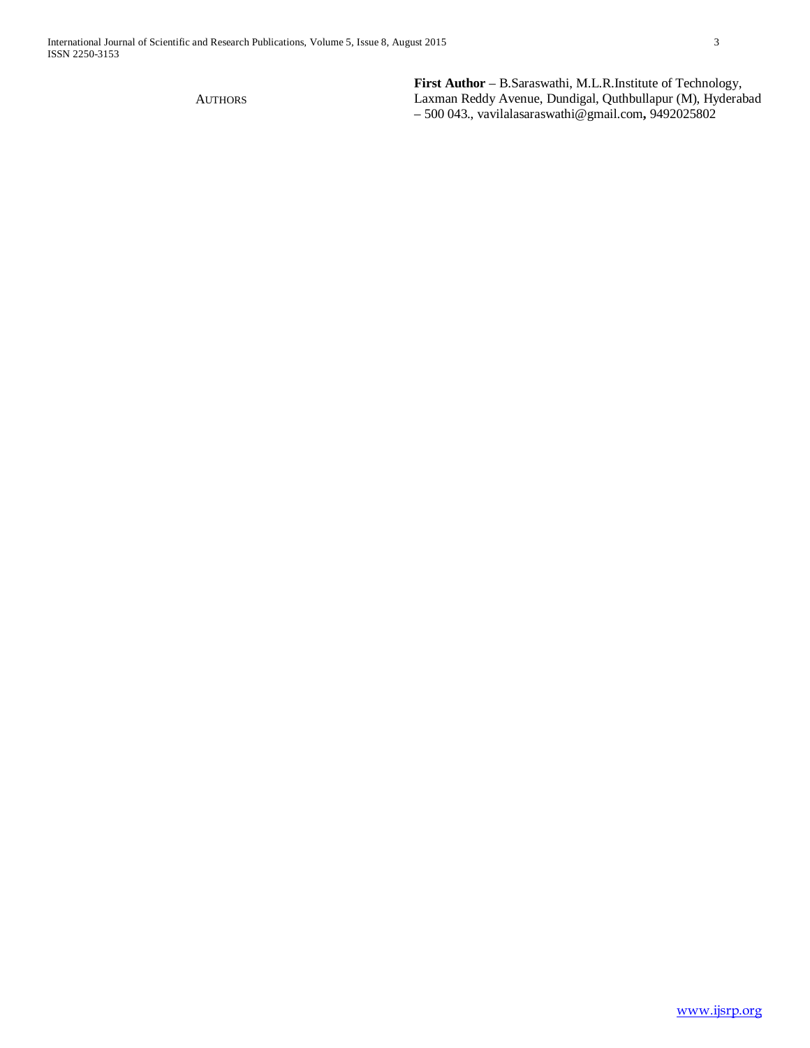## AUTHORS

**First Author** – B.Saraswathi, M.L.R.Institute of Technology, Laxman Reddy Avenue, Dundigal, Quthbullapur (M), Hyderabad – 500 043., vavilalasaraswathi@gmail.com**,** 9492025802